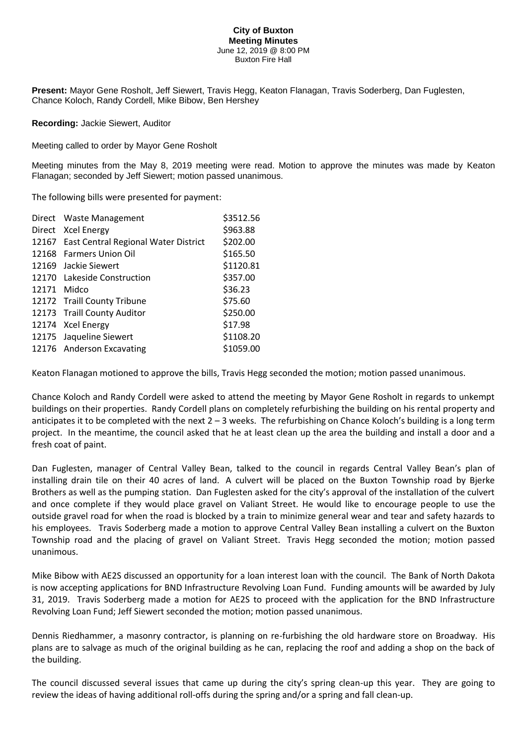# City of Buxton

## Meeting Minutes

June 12, 2019 @ 8:00 PM
Buxton Fire Hall

**Present:** Mayor Gene Rosholt, Jeff Siewert, Travis Hegg, Keaton Flanagan, Travis Soderberg, Dan Fuglesten, Chance Koloch, Randy Cordell, Mike Bibow, Ben Hershey

**Recording:** Jackie Siewert, Auditor

Meeting called to order by Mayor Gene Rosholt

Meeting minutes from the May 8, 2019 meeting were read. Motion to approve the minutes was made by Keaton Flanagan; seconded by Jeff Siewert; motion passed unanimous.

The following bills were presented for payment:

| | | |
|---|---|---|
| Direct | Waste Management | \$3512.56 |
| Direct | Xcel Energy | \$963.88 |
| 12167 | East Central Regional Water District | \$202.00 |
| 12168 | Farmers Union Oil | \$165.50 |
| 12169 | Jackie Siewert | \$1120.81 |
| 12170 | Lakeside Construction | \$357.00 |
| 12171 | Midco | \$36.23 |
| 12172 | Traill County Tribune | \$75.60 |
| 12173 | Traill County Auditor | \$250.00 |
| 12174 | Xcel Energy | \$17.98 |
| 12175 | Jaqueline Siewert | \$1108.20 |
| 12176 | Anderson Excavating | \$1059.00 |

Keaton Flanagan motioned to approve the bills, Travis Hegg seconded the motion; motion passed unanimous.

Chance Koloch and Randy Cordell were asked to attend the meeting by Mayor Gene Rosholt in regards to unkempt buildings on their properties. Randy Cordell plans on completely refurbishing the building on his rental property and anticipates it to be completed with the next 2 – 3 weeks. The refurbishing on Chance Koloch's building is a long term project. In the meantime, the council asked that he at least clean up the area the building and install a door and a fresh coat of paint.

Dan Fuglesten, manager of Central Valley Bean, talked to the council in regards Central Valley Bean's plan of installing drain tile on their 40 acres of land. A culvert will be placed on the Buxton Township road by Bjerke Brothers as well as the pumping station. Dan Fuglesten asked for the city's approval of the installation of the culvert and once complete if they would place gravel on Valiant Street. He would like to encourage people to use the outside gravel road for when the road is blocked by a train to minimize general wear and tear and safety hazards to his employees. Travis Soderberg made a motion to approve Central Valley Bean installing a culvert on the Buxton Township road and the placing of gravel on Valiant Street. Travis Hegg seconded the motion; motion passed unanimous.

Mike Bibow with AE2S discussed an opportunity for a loan interest loan with the council. The Bank of North Dakota is now accepting applications for BND Infrastructure Revolving Loan Fund. Funding amounts will be awarded by July 31, 2019. Travis Soderberg made a motion for AE2S to proceed with the application for the BND Infrastructure Revolving Loan Fund; Jeff Siewert seconded the motion; motion passed unanimous.

Dennis Riedhammer, a masonry contractor, is planning on re-furbishing the old hardware store on Broadway. His plans are to salvage as much of the original building as he can, replacing the roof and adding a shop on the back of the building.

The council discussed several issues that came up during the city's spring clean-up this year. They are going to review the ideas of having additional roll-offs during the spring and/or a spring and fall clean-up.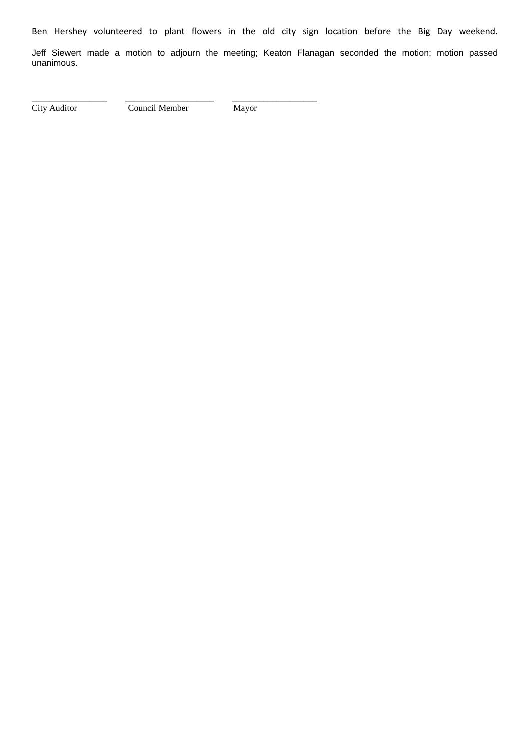Ben Hershey volunteered to plant flowers in the old city sign location before the Big Day weekend.

Jeff Siewert made a motion to adjourn the meeting; Keaton Flanagan seconded the motion; motion passed unanimous.

| | | |
|---|---|---|
| ________________ | ___________________ | __________________ |
| City Auditor | Council Member | Mayor |